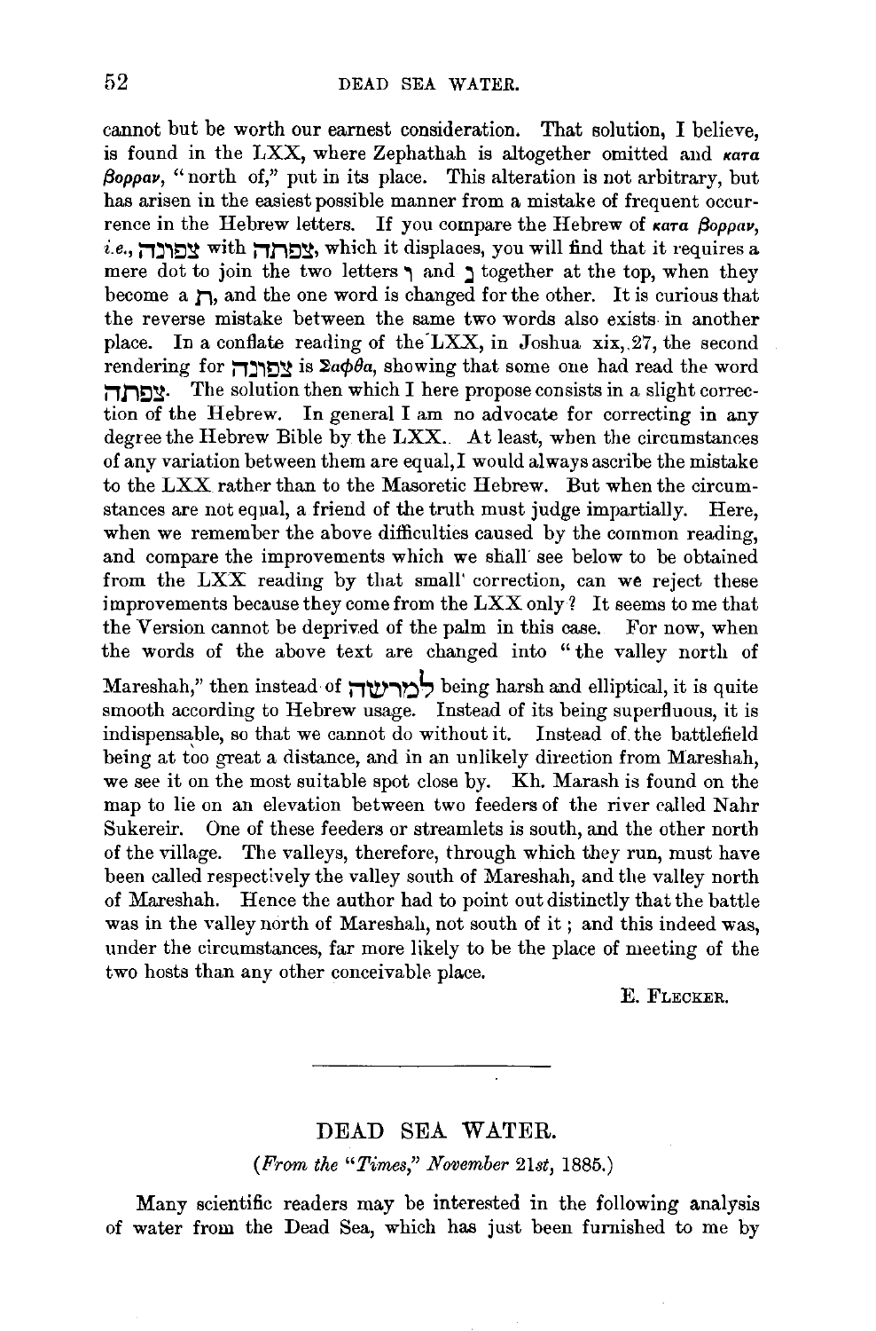cannot but be worth our earnest consideration. That solution, I believe, is found in the LXX, where Zephathah is altogether omitted and *κατα βορραν*, "north of," put in its place. This alteration is not arbitrary, but has arisen in the easiest possible manner from a mistake of frequent occurrence in the Hebrew letters. If you compare the Hebrew of *κατα βορραν*, *i.e.*, צפונה with צפתה, which it displaces, you will find that it requires a mere dot to join the two letters ו and נ together at the top, when they become a ת, and the one word is changed for the other. It is curious that the reverse mistake between the same two words also exists in another place. In a conflate reading of the LXX, in Joshua xix, 27, the second rendering for צפונה is *Σαφθα*, showing that some one had read the word צפתה. The solution then which I here propose consists in a slight correction of the Hebrew. In general I am no advocate for correcting in any degree the Hebrew Bible by the LXX. At least, when the circumstances of any variation between them are equal, I would always ascribe the mistake to the LXX rather than to the Masoretic Hebrew. But when the circumstances are not equal, a friend of the truth must judge impartially. Here, when we remember the above difficulties caused by the common reading, and compare the improvements which we shall see below to be obtained from the LXX reading by that small correction, can we reject these improvements because they come from the LXX only? It seems to me that the Version cannot be deprived of the palm in this case. For now, when the words of the above text are changed into "the valley north of Mareshah," then instead of למרשה being harsh and elliptical, it is quite smooth according to Hebrew usage. Instead of its being superfluous, it is indispensable, so that we cannot do without it. Instead of the battlefield being at too great a distance, and in an unlikely direction from Mareshah, we see it on the most suitable spot close by. Kh. Marash is found on the map to lie on an elevation between two feeders of the river called Nahr Sukereir. One of these feeders or streamlets is south, and the other north of the village. The valleys, therefore, through which they run, must have been called respectively the valley south of Mareshah, and the valley north of Mareshah. Hence the author had to point out distinctly that the battle was in the valley north of Mareshah, not south of it; and this indeed was, under the circumstances, far more likely to be the place of meeting of the two hosts than any other conceivable place.

E. FLECKER.

---

## DEAD SEA WATER.

*(From the "Times," November 21st, 1885.)*

Many scientific readers may be interested in the following analysis of water from the Dead Sea, which has just been furnished to me by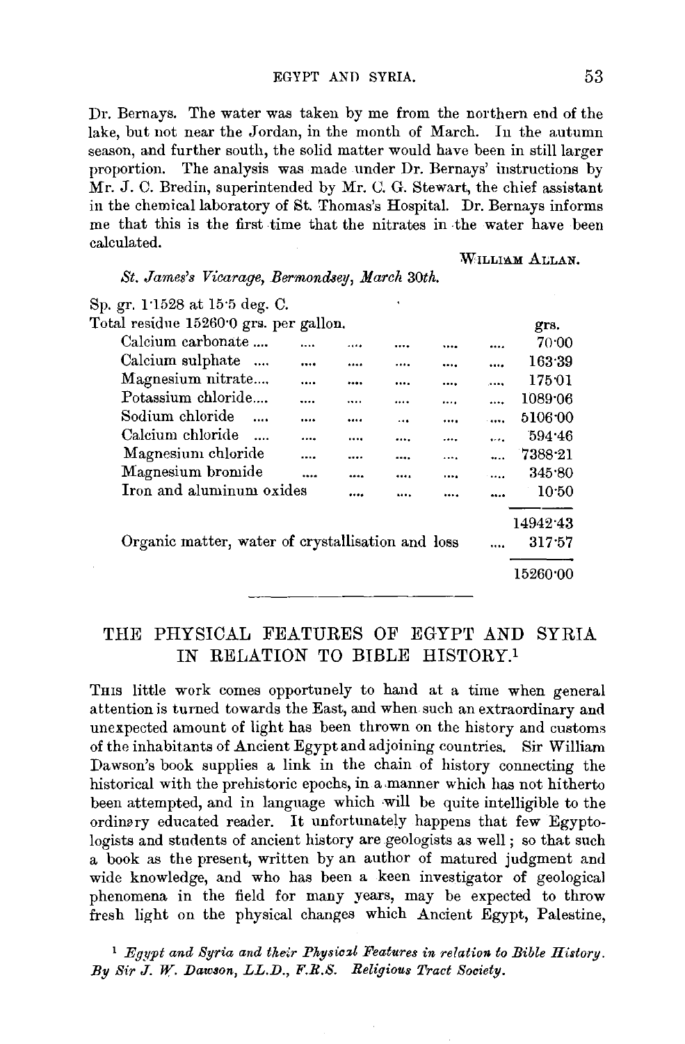Dr. Bernays. The water was taken by me from the northern end of the lake, but not near the Jordan, in the month of March. In the autumn season, and further south, the solid matter would have been in still larger proportion. The analysis was made under Dr. Bernays' instructions by Mr. J. C. Bredin, superintended by Mr. C. G. Stewart, the chief assistant in the chemical laboratory of St. Thomas's Hospital. Dr. Bernays informs me that this is the first time that the nitrates in the water have been calculated.

WILLIAM ALLAN.

*St. James's Vicarage, Bermondsey, March 30th.*

Sp. gr. 1·1528 at 15·5 deg. C.

Total residue 15260·0 grs. per gallon.

| | grs. |
|---|---|
| Calcium carbonate .... | 70·00 |
| Calcium sulphate .... | 163·39 |
| Magnesium nitrate.... | 175·01 |
| Potassium chloride.... | 1089·06 |
| Sodium chloride .... | 5106·00 |
| Calcium chloride .... | 594·46 |
| Magnesium chloride .... | 7388·21 |
| Magnesium bromide .... | 345·80 |
| Iron and aluminum oxides .... | 10·50 |
| | 14942·43 |
| Organic matter, water of crystallisation and loss .... | 317·57 |
| | 15260·00 |

## THE PHYSICAL FEATURES OF EGYPT AND SYRIA IN RELATION TO BIBLE HISTORY.[1]

THIS little work comes opportunely to hand at a time when general attention is turned towards the East, and when such an extraordinary and unexpected amount of light has been thrown on the history and customs of the inhabitants of Ancient Egypt and adjoining countries. Sir William Dawson's book supplies a link in the chain of history connecting the historical with the prehistoric epochs, in a manner which has not hitherto been attempted, and in language which will be quite intelligible to the ordinary educated reader. It unfortunately happens that few Egyptologists and students of ancient history are geologists as well; so that such a book as the present, written by an author of matured judgment and wide knowledge, and who has been a keen investigator of geological phenomena in the field for many years, may be expected to throw fresh light on the physical changes which Ancient Egypt, Palestine,

[1] *Egypt and Syria and their Physical Features in relation to Bible History. By Sir J. W. Dawson, LL.D., F.R.S. Religious Tract Society.*